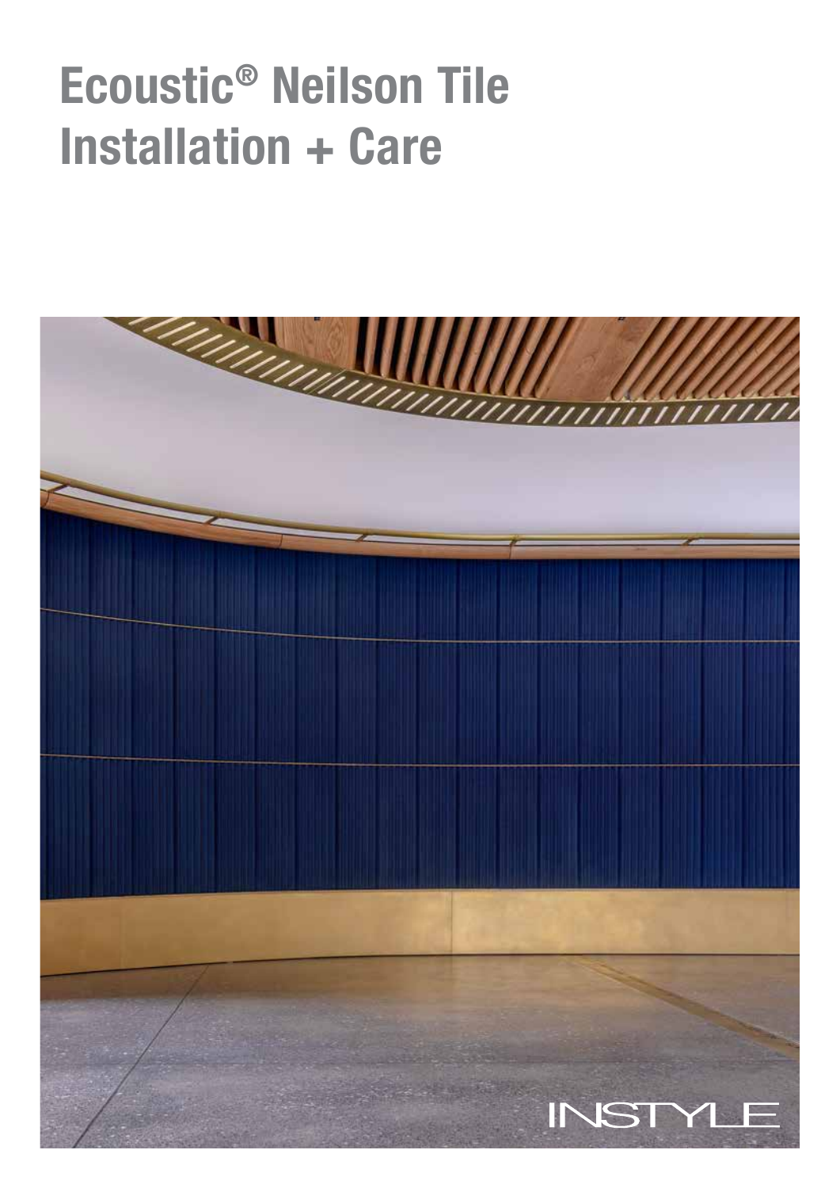# Ecoustic® Neilson Tile Installation + Care

INSTYLE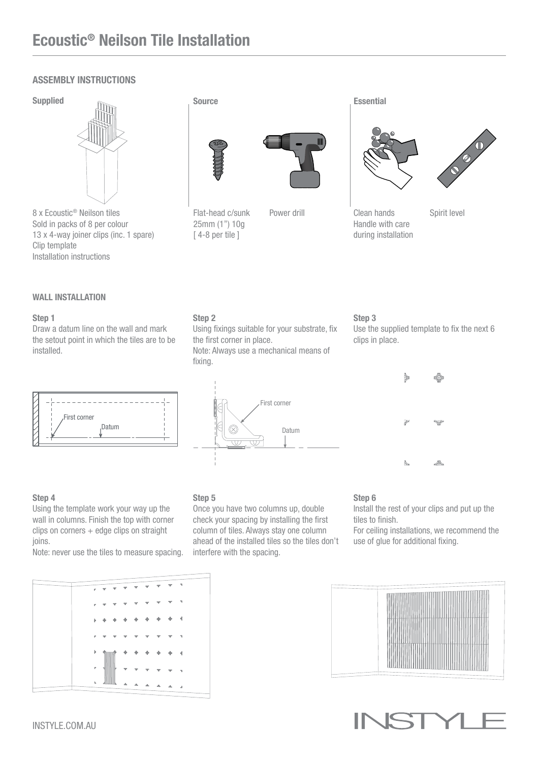# Ecoustic® Neilson Tile Installation

## ASSEMBLY INSTRUCTIONS

### Supplied

8 x Ecoustic® Neilson tiles
Sold in packs of 8 per colour
13 x 4-way joiner clips (inc. 1 spare)
Clip template
Installation instructions

### Source

Flat-head c/sunk 25mm (1") 10g
[ 4-8 per tile ]

Power drill

### Essential

Clean hands
Handle with care during installation

Spirit level

## WALL INSTALLATION

### Step 1

Draw a datum line on the wall and mark the setout point in which the tiles are to be installed.

First corner

Datum

### Step 2

Using fixings suitable for your substrate, fix the first corner in place.
Note: Always use a mechanical means of fixing.

First corner

Datum

### Step 3

Use the supplied template to fix the next 6 clips in place.

### Step 4

Using the template work your way up the wall in columns. Finish the top with corner clips on corners + edge clips on straight joins.
Note: never use the tiles to measure spacing.

### Step 5

Once you have two columns up, double check your spacing by installing the first column of tiles. Always stay one column ahead of the installed tiles so the tiles don't interfere with the spacing.

### Step 6

Install the rest of your clips and put up the tiles to finish.
For ceiling installations, we recommend the use of glue for additional fixing.

INSTYLE.COM.AU

INSTYLE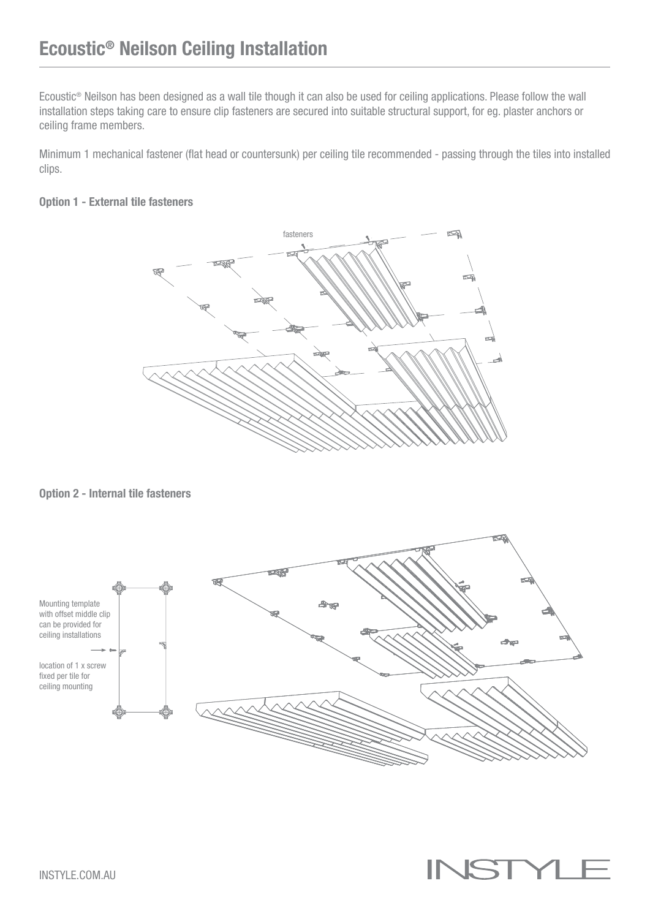# Ecoustic® Neilson Ceiling Installation

Ecoustic® Neilson has been designed as a wall tile though it can also be used for ceiling applications. Please follow the wall installation steps taking care to ensure clip fasteners are secured into suitable structural support, for eg. plaster anchors or ceiling frame members.

Minimum 1 mechanical fastener (flat head or countersunk) per ceiling tile recommended - passing through the tiles into installed clips.

### Option 1 - External tile fasteners

fasteners

### Option 2 - Internal tile fasteners

Mounting template with offset middle clip can be provided for ceiling installations

location of 1 x screw fixed per tile for ceiling mounting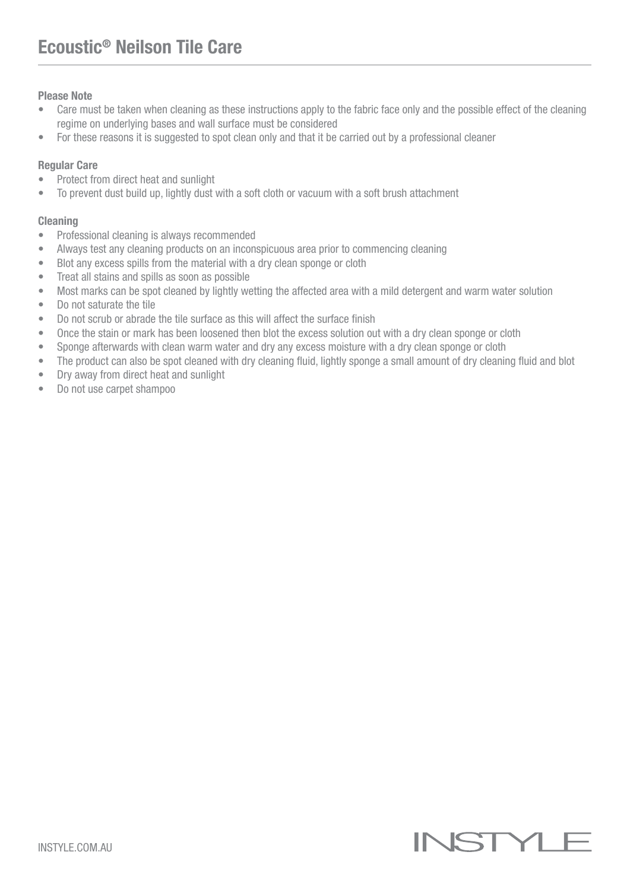# Ecoustic® Neilson Tile Care

**Please Note**

- Care must be taken when cleaning as these instructions apply to the fabric face only and the possible effect of the cleaning regime on underlying bases and wall surface must be considered
- For these reasons it is suggested to spot clean only and that it be carried out by a professional cleaner

**Regular Care**

- Protect from direct heat and sunlight
- To prevent dust build up, lightly dust with a soft cloth or vacuum with a soft brush attachment

**Cleaning**

- Professional cleaning is always recommended
- Always test any cleaning products on an inconspicuous area prior to commencing cleaning
- Blot any excess spills from the material with a dry clean sponge or cloth
- Treat all stains and spills as soon as possible
- Most marks can be spot cleaned by lightly wetting the affected area with a mild detergent and warm water solution
- Do not saturate the tile
- Do not scrub or abrade the tile surface as this will affect the surface finish
- Once the stain or mark has been loosened then blot the excess solution out with a dry clean sponge or cloth
- Sponge afterwards with clean warm water and dry any excess moisture with a dry clean sponge or cloth
- The product can also be spot cleaned with dry cleaning fluid, lightly sponge a small amount of dry cleaning fluid and blot
- Dry away from direct heat and sunlight
- Do not use carpet shampoo